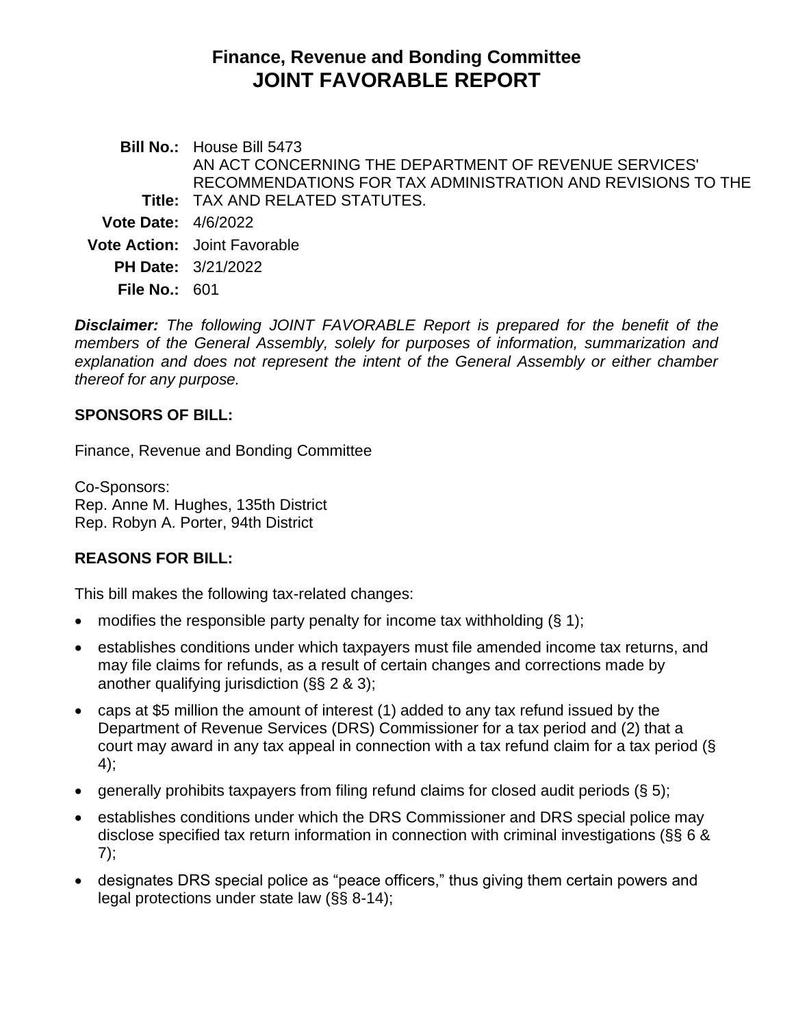# Finance, Revenue and Bonding Committee
# JOINT FAVORABLE REPORT

**Bill No.:** House Bill 5473

**Title:** AN ACT CONCERNING THE DEPARTMENT OF REVENUE SERVICES' RECOMMENDATIONS FOR TAX ADMINISTRATION AND REVISIONS TO THE TAX AND RELATED STATUTES.

**Vote Date:** 4/6/2022

**Vote Action:** Joint Favorable

**PH Date:** 3/21/2022

**File No.:** 601

***Disclaimer:*** *The following JOINT FAVORABLE Report is prepared for the benefit of the members of the General Assembly, solely for purposes of information, summarization and explanation and does not represent the intent of the General Assembly or either chamber thereof for any purpose.*

## SPONSORS OF BILL:

Finance, Revenue and Bonding Committee

Co-Sponsors:
Rep. Anne M. Hughes, 135th District
Rep. Robyn A. Porter, 94th District

## REASONS FOR BILL:

This bill makes the following tax-related changes:

- modifies the responsible party penalty for income tax withholding (§ 1);
- establishes conditions under which taxpayers must file amended income tax returns, and may file claims for refunds, as a result of certain changes and corrections made by another qualifying jurisdiction (§§ 2 & 3);
- caps at $5 million the amount of interest (1) added to any tax refund issued by the Department of Revenue Services (DRS) Commissioner for a tax period and (2) that a court may award in any tax appeal in connection with a tax refund claim for a tax period (§ 4);
- generally prohibits taxpayers from filing refund claims for closed audit periods (§ 5);
- establishes conditions under which the DRS Commissioner and DRS special police may disclose specified tax return information in connection with criminal investigations (§§ 6 & 7);
- designates DRS special police as "peace officers," thus giving them certain powers and legal protections under state law (§§ 8-14);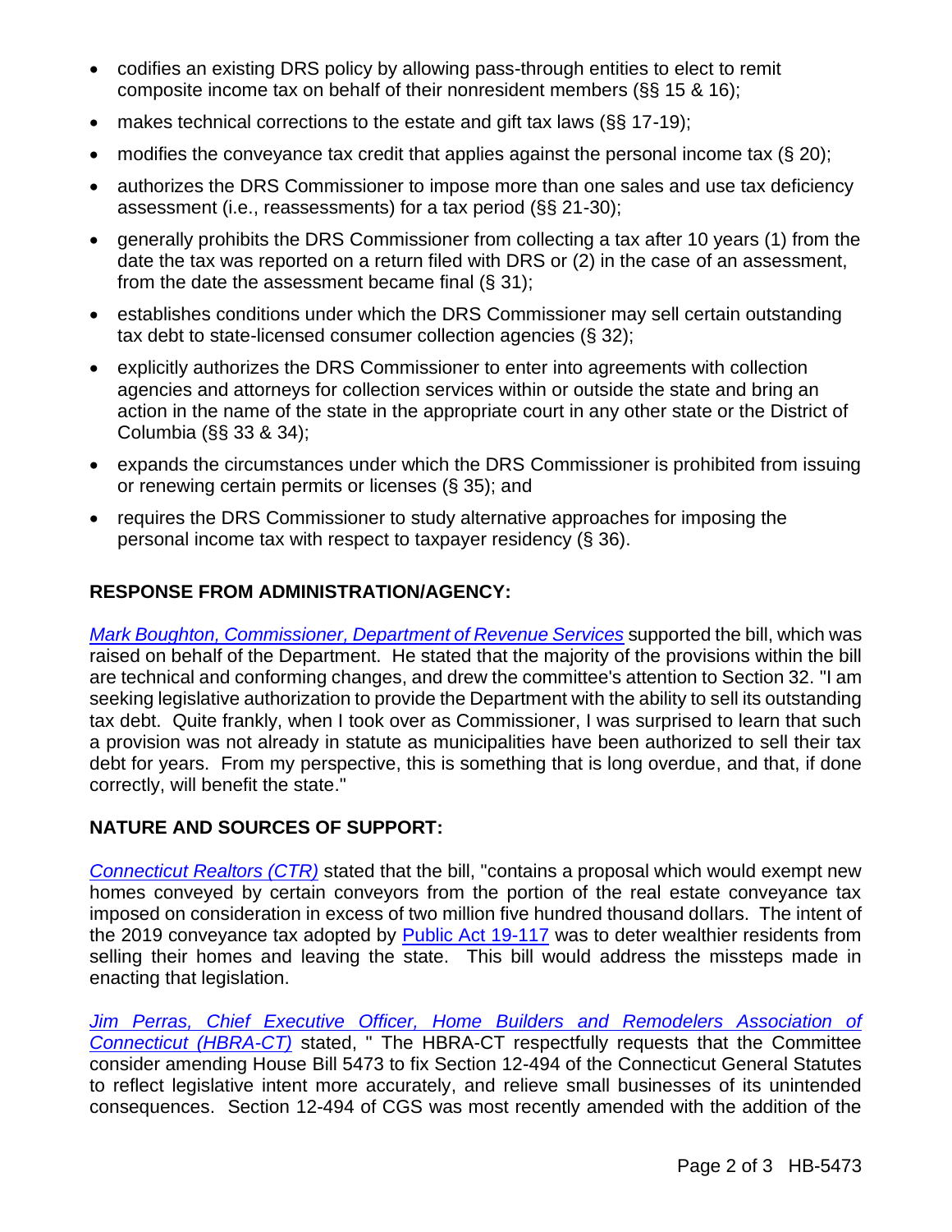- codifies an existing DRS policy by allowing pass-through entities to elect to remit composite income tax on behalf of their nonresident members (§§ 15 & 16);
- makes technical corrections to the estate and gift tax laws (§§ 17-19);
- modifies the conveyance tax credit that applies against the personal income tax (§ 20);
- authorizes the DRS Commissioner to impose more than one sales and use tax deficiency assessment (i.e., reassessments) for a tax period (§§ 21-30);
- generally prohibits the DRS Commissioner from collecting a tax after 10 years (1) from the date the tax was reported on a return filed with DRS or (2) in the case of an assessment, from the date the assessment became final (§ 31);
- establishes conditions under which the DRS Commissioner may sell certain outstanding tax debt to state-licensed consumer collection agencies (§ 32);
- explicitly authorizes the DRS Commissioner to enter into agreements with collection agencies and attorneys for collection services within or outside the state and bring an action in the name of the state in the appropriate court in any other state or the District of Columbia (§§ 33 & 34);
- expands the circumstances under which the DRS Commissioner is prohibited from issuing or renewing certain permits or licenses (§ 35); and
- requires the DRS Commissioner to study alternative approaches for imposing the personal income tax with respect to taxpayer residency (§ 36).

## RESPONSE FROM ADMINISTRATION/AGENCY:

*Mark Boughton, Commissioner, Department of Revenue Services* supported the bill, which was raised on behalf of the Department. He stated that the majority of the provisions within the bill are technical and conforming changes, and drew the committee's attention to Section 32. "I am seeking legislative authorization to provide the Department with the ability to sell its outstanding tax debt. Quite frankly, when I took over as Commissioner, I was surprised to learn that such a provision was not already in statute as municipalities have been authorized to sell their tax debt for years. From my perspective, this is something that is long overdue, and that, if done correctly, will benefit the state."

## NATURE AND SOURCES OF SUPPORT:

*Connecticut Realtors (CTR)* stated that the bill, "contains a proposal which would exempt new homes conveyed by certain conveyors from the portion of the real estate conveyance tax imposed on consideration in excess of two million five hundred thousand dollars. The intent of the 2019 conveyance tax adopted by Public Act 19-117 was to deter wealthier residents from selling their homes and leaving the state. This bill would address the missteps made in enacting that legislation.

*Jim Perras, Chief Executive Officer, Home Builders and Remodelers Association of Connecticut (HBRA-CT)* stated, " The HBRA-CT respectfully requests that the Committee consider amending House Bill 5473 to fix Section 12-494 of the Connecticut General Statutes to reflect legislative intent more accurately, and relieve small businesses of its unintended consequences. Section 12-494 of CGS was most recently amended with the addition of the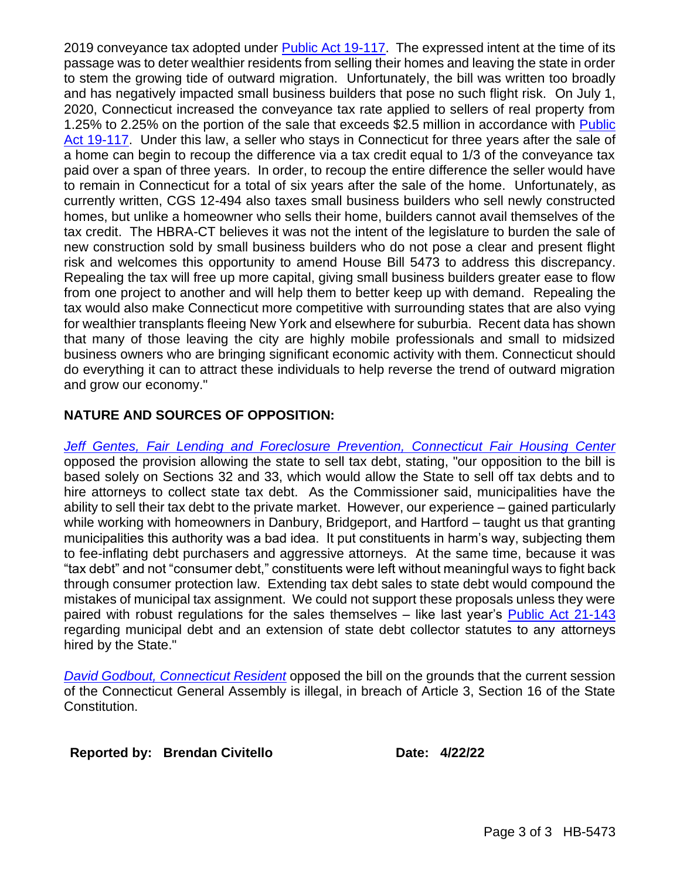2019 conveyance tax adopted under [Public Act 19-117](). The expressed intent at the time of its passage was to deter wealthier residents from selling their homes and leaving the state in order to stem the growing tide of outward migration. Unfortunately, the bill was written too broadly and has negatively impacted small business builders that pose no such flight risk. On July 1, 2020, Connecticut increased the conveyance tax rate applied to sellers of real property from 1.25% to 2.25% on the portion of the sale that exceeds $2.5 million in accordance with [Public Act 19-117](). Under this law, a seller who stays in Connecticut for three years after the sale of a home can begin to recoup the difference via a tax credit equal to 1/3 of the conveyance tax paid over a span of three years. In order, to recoup the entire difference the seller would have to remain in Connecticut for a total of six years after the sale of the home. Unfortunately, as currently written, CGS 12-494 also taxes small business builders who sell newly constructed homes, but unlike a homeowner who sells their home, builders cannot avail themselves of the tax credit. The HBRA-CT believes it was not the intent of the legislature to burden the sale of new construction sold by small business builders who do not pose a clear and present flight risk and welcomes this opportunity to amend House Bill 5473 to address this discrepancy. Repealing the tax will free up more capital, giving small business builders greater ease to flow from one project to another and will help them to better keep up with demand. Repealing the tax would also make Connecticut more competitive with surrounding states that are also vying for wealthier transplants fleeing New York and elsewhere for suburbia. Recent data has shown that many of those leaving the city are highly mobile professionals and small to midsized business owners who are bringing significant economic activity with them. Connecticut should do everything it can to attract these individuals to help reverse the trend of outward migration and grow our economy."

## NATURE AND SOURCES OF OPPOSITION:

*Jeff Gentes, Fair Lending and Foreclosure Prevention, Connecticut Fair Housing Center* opposed the provision allowing the state to sell tax debt, stating, "our opposition to the bill is based solely on Sections 32 and 33, which would allow the State to sell off tax debts and to hire attorneys to collect state tax debt. As the Commissioner said, municipalities have the ability to sell their tax debt to the private market. However, our experience – gained particularly while working with homeowners in Danbury, Bridgeport, and Hartford – taught us that granting municipalities this authority was a bad idea. It put constituents in harm's way, subjecting them to fee-inflating debt purchasers and aggressive attorneys. At the same time, because it was "tax debt" and not "consumer debt," constituents were left without meaningful ways to fight back through consumer protection law. Extending tax debt sales to state debt would compound the mistakes of municipal tax assignment. We could not support these proposals unless they were paired with robust regulations for the sales themselves – like last year's [Public Act 21-143]() regarding municipal debt and an extension of state debt collector statutes to any attorneys hired by the State."

*David Godbout, Connecticut Resident* opposed the bill on the grounds that the current session of the Connecticut General Assembly is illegal, in breach of Article 3, Section 16 of the State Constitution.

**Reported by: Brendan Civitello** **Date: 4/22/22**